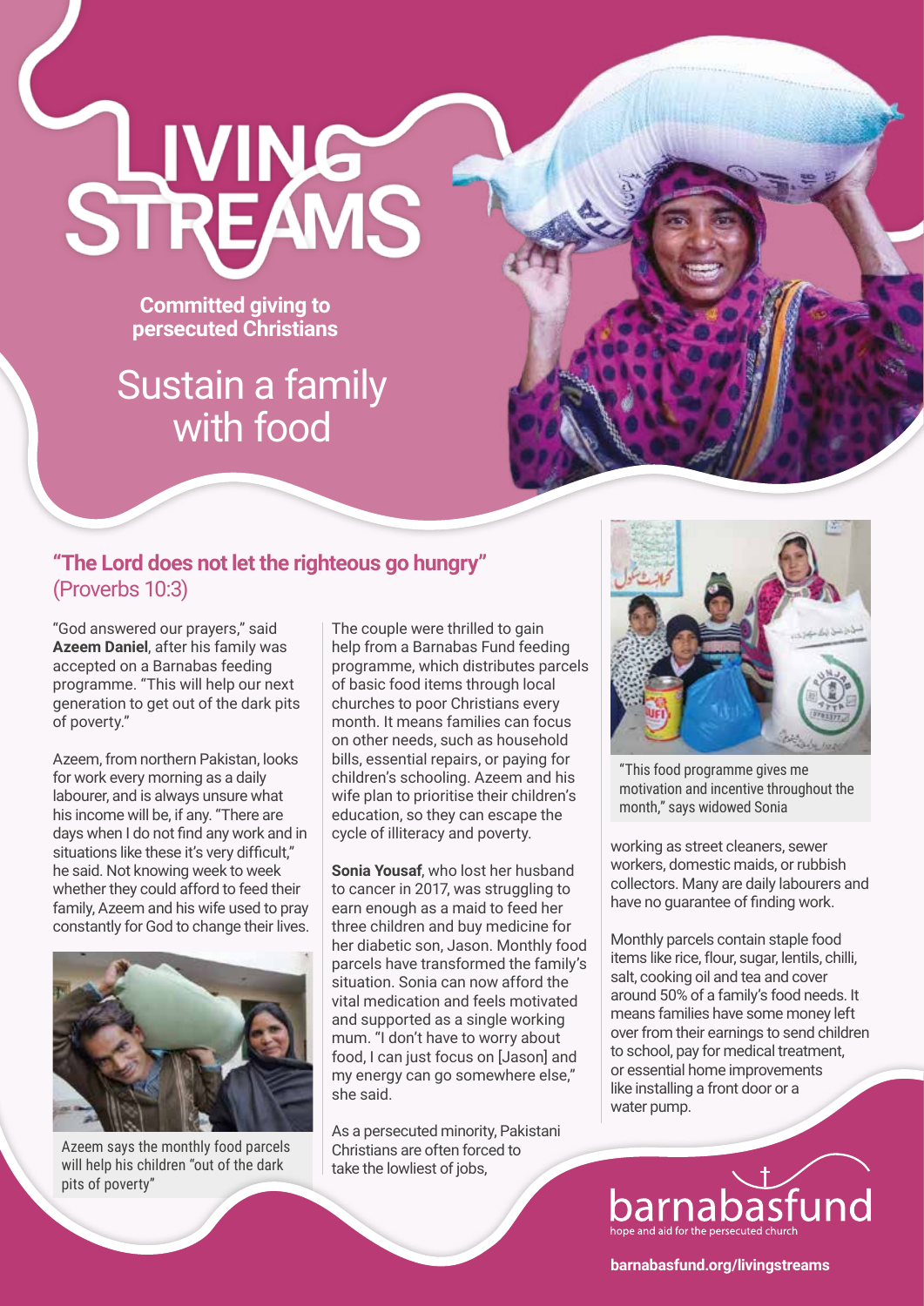# LIVING STREAMS

**Committed giving to persecuted Christians**

## Sustain a family with food

### **"The Lord does not let the righteous go hungry"** (Proverbs 10:3)

"God answered our prayers," said **Azeem Daniel**, after his family was accepted on a Barnabas feeding programme. "This will help our next generation to get out of the dark pits of poverty."

Azeem, from northern Pakistan, looks for work every morning as a daily labourer, and is always unsure what his income will be, if any. "There are days when I do not find any work and in situations like these it's very difficult," he said. Not knowing week to week whether they could afford to feed their family, Azeem and his wife used to pray constantly for God to change their lives.

Azeem says the monthly food parcels will help his children "out of the dark pits of poverty"

The couple were thrilled to gain help from a Barnabas Fund feeding programme, which distributes parcels of basic food items through local churches to poor Christians every month. It means families can focus on other needs, such as household bills, essential repairs, or paying for children's schooling. Azeem and his wife plan to prioritise their children's education, so they can escape the cycle of illiteracy and poverty.

**Sonia Yousaf**, who lost her husband to cancer in 2017, was struggling to earn enough as a maid to feed her three children and buy medicine for her diabetic son, Jason. Monthly food parcels have transformed the family's situation. Sonia can now afford the vital medication and feels motivated and supported as a single working mum. "I don't have to worry about food, I can just focus on [Jason] and my energy can go somewhere else," she said.

As a persecuted minority, Pakistani Christians are often forced to take the lowliest of jobs, working as street cleaners, sewer workers, domestic maids, or rubbish collectors. Many are daily labourers and have no guarantee of finding work.

"This food programme gives me motivation and incentive throughout the month," says widowed Sonia

Monthly parcels contain staple food items like rice, flour, sugar, lentils, chilli, salt, cooking oil and tea and cover around 50% of a family's food needs. It means families have some money left over from their earnings to send children to school, pay for medical treatment, or essential home improvements like installing a front door or a water pump.

barnabasfund
hope and aid for the persecuted church

**barnabasfund.org/livingstreams**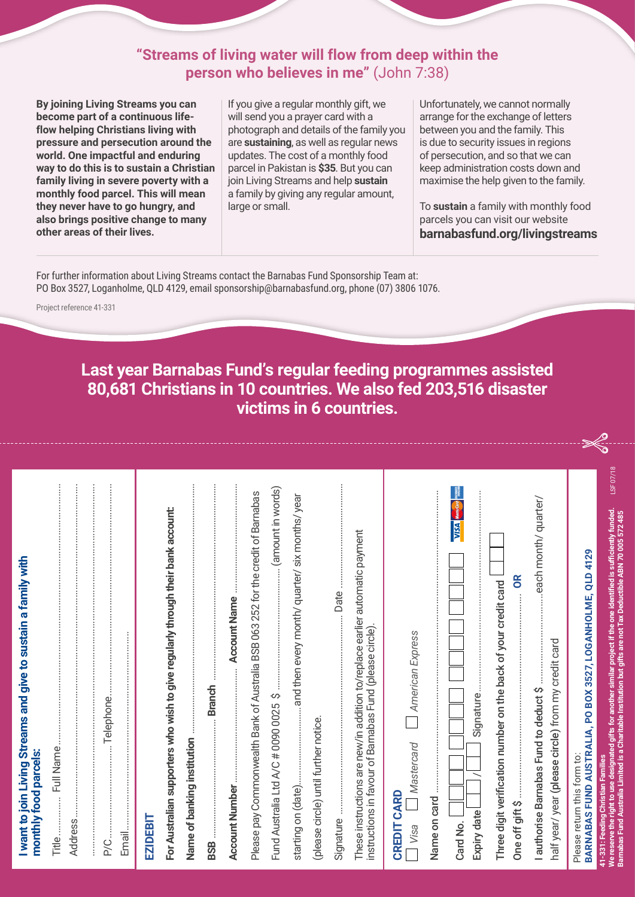## **"Streams of living water will flow from deep within the person who believes in me"** (John 7:38)

**By joining Living Streams you can become part of a continuous life-flow helping Christians living with pressure and persecution around the world. One impactful and enduring way to do this is to sustain a Christian family living in severe poverty with a monthly food parcel. This will mean they never have to go hungry, and also brings positive change to many other areas of their lives.**

If you give a regular monthly gift, we will send you a prayer card with a photograph and details of the family you are **sustaining**, as well as regular news updates. The cost of a monthly food parcel in Pakistan is **$35**. But you can join Living Streams and help **sustain** a family by giving any regular amount, large or small.

Unfortunately, we cannot normally arrange for the exchange of letters between you and the family. This is due to security issues in regions of persecution, and so that we can keep administration costs down and maximise the help given to the family.

To **sustain** a family with monthly food parcels you can visit our website **barnabasfund.org/livingstreams**

For further information about Living Streams contact the Barnabas Fund Sponsorship Team at: PO Box 3527, Loganholme, QLD 4129, email sponsorship@barnabasfund.org, phone (07) 3806 1076.

Project reference 41-331

## Last year Barnabas Fund's regular feeding programmes assisted 80,681 Christians in 10 countries. We also fed 203,516 disaster victims in 6 countries.

---

**I want to join Living Streams and give to sustain a family with monthly food parcels:**

Title.......... Full Name....................................................

Address....................................................................

...............................................................................

P/C.......................... Telephone.......................................

Email........................................................

### EZIDEBIT

**For Australian supporters who wish to give regularly through their bank account:**

**Name of banking institution** ...................................................

**BSB** ........................ **Branch** ..................................................

**Account Number** ........................ **Account Name** ..............................

Please pay Commonwealth Bank of Australia BSB 063 252 for the credit of Barnabas Fund Australia Ltd A/C # 0090 0025 $.......................... (amount in words)

starting on (date)........................and then every month/ quarter/ six months/ year

(please circle) until further notice.

Signature ............................................................ Date ..........................

These instructions are new/in addition to/replace earlier automatic payment instructions in favour of Barnabas Fund (please circle).

### CREDIT CARD

☐ *Visa* ☐ *Mastercard* ☐ *American Express*

**Name on card** ...................................................................

**Card No.** ☐☐☐☐ ☐☐☐☐ ☐☐☐☐ ☐☐☐☐

**Expiry date** ☐☐ / ☐☐ Signature..................................................

**Three digit verification number on the back of your credit card** ☐☐☐

**One off gift $** .............................. **OR**

**I authorise Barnabas Fund to deduct $** ........................each month/ quarter/ half year/ year (**please circle**) from my credit card

Please return this form to:
**BARNABAS FUND AUSTRALIA, PO BOX 3527, LOGANHOLME, QLD 4129**

**41-331: Feeding Christian Families**
**We reserve the right to use designated gifts for another similar project if the one identified is sufficiently funded.**
**Barnabas Fund Australia Limited is a Charitable Institution but gifts are not Tax Deductible ABN 70 005 572 485**

LSF 07/18